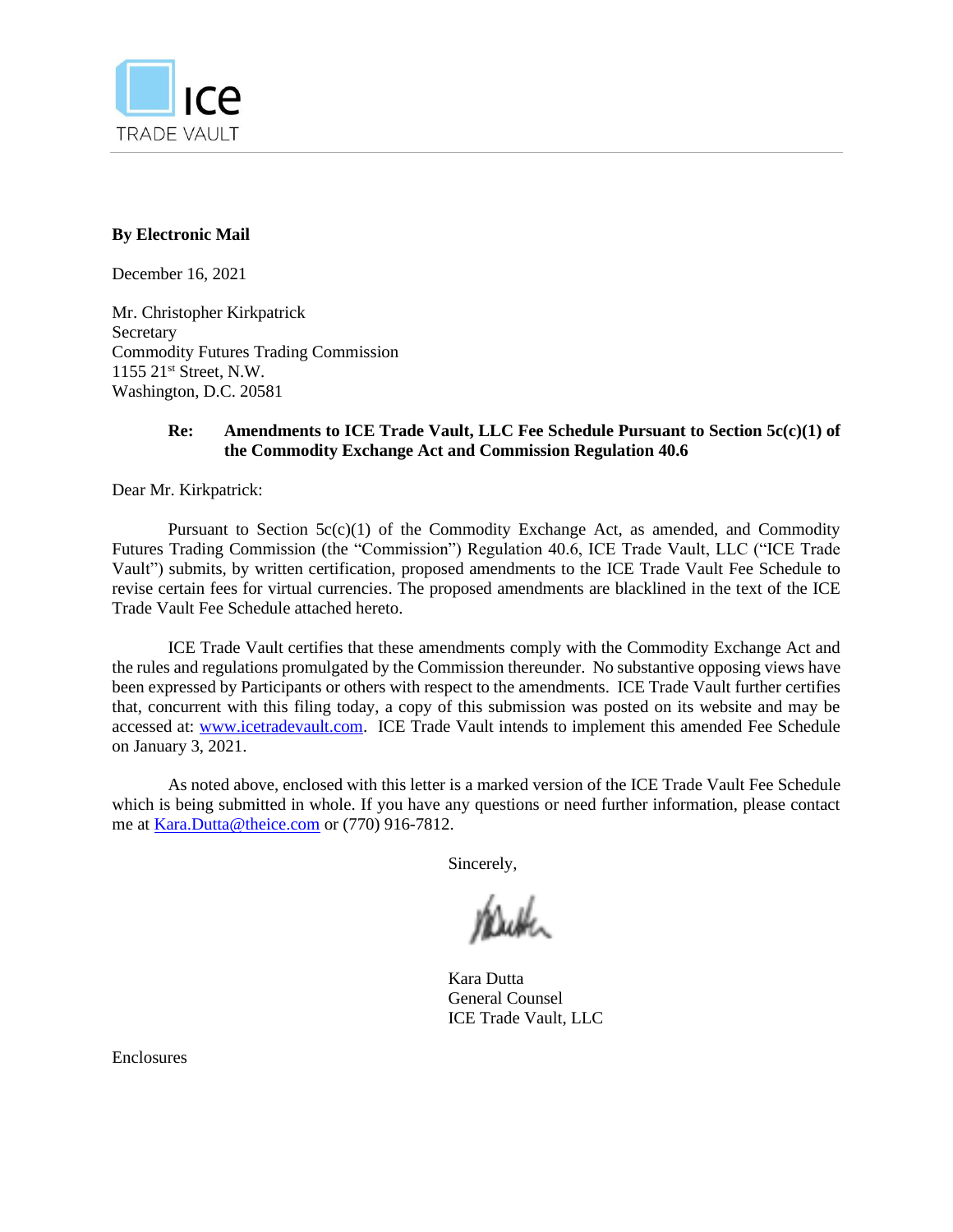**By Electronic Mail**

December 16, 2021

Mr. Christopher Kirkpatrick
Secretary
Commodity Futures Trading Commission
1155 21st Street, N.W.
Washington, D.C. 20581

**Re: Amendments to ICE Trade Vault, LLC Fee Schedule Pursuant to Section 5c(c)(1) of the Commodity Exchange Act and Commission Regulation 40.6**

Dear Mr. Kirkpatrick:

Pursuant to Section 5c(c)(1) of the Commodity Exchange Act, as amended, and Commodity Futures Trading Commission (the "Commission") Regulation 40.6, ICE Trade Vault, LLC ("ICE Trade Vault") submits, by written certification, proposed amendments to the ICE Trade Vault Fee Schedule to revise certain fees for virtual currencies. The proposed amendments are blacklined in the text of the ICE Trade Vault Fee Schedule attached hereto.

ICE Trade Vault certifies that these amendments comply with the Commodity Exchange Act and the rules and regulations promulgated by the Commission thereunder. No substantive opposing views have been expressed by Participants or others with respect to the amendments. ICE Trade Vault further certifies that, concurrent with this filing today, a copy of this submission was posted on its website and may be accessed at: www.icetradevault.com. ICE Trade Vault intends to implement this amended Fee Schedule on January 3, 2021.

As noted above, enclosed with this letter is a marked version of the ICE Trade Vault Fee Schedule which is being submitted in whole. If you have any questions or need further information, please contact me at Kara.Dutta@theice.com or (770) 916-7812.

Sincerely,

Kara Dutta
General Counsel
ICE Trade Vault, LLC

Enclosures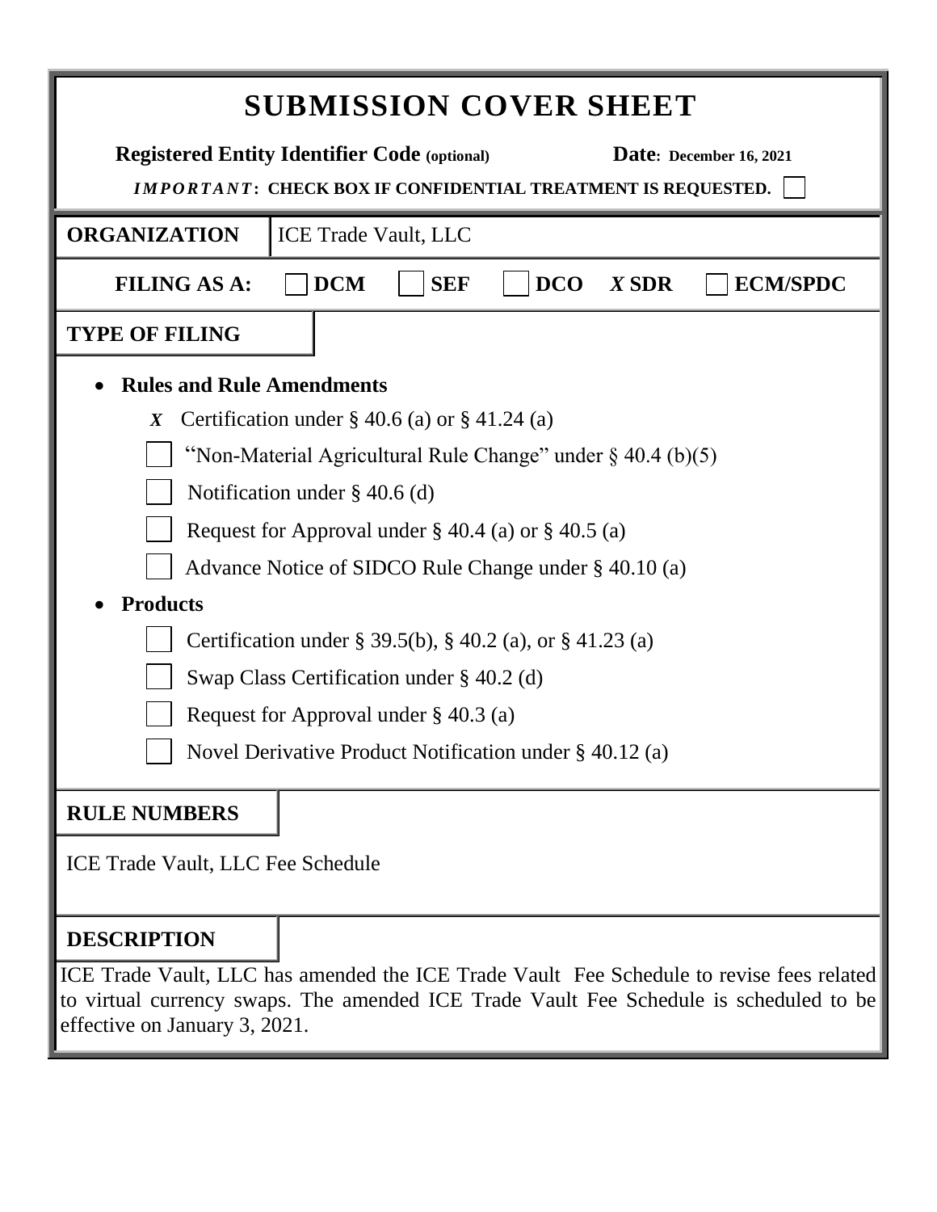# SUBMISSION COVER SHEET

**Registered Entity Identifier Code (optional)** **Date: December 16, 2021**

***IMPORTANT*: CHECK BOX IF CONFIDENTIAL TREATMENT IS REQUESTED.** ☐

| **ORGANIZATION** | ICE Trade Vault, LLC |
|---|---|

**FILING AS A:** ☐ **DCM** ☐ **SEF** ☐ **DCO** *X* **SDR** ☐ **ECM/SPDC**

**TYPE OF FILING**

- **Rules and Rule Amendments**
  - *X* Certification under § 40.6 (a) or § 41.24 (a)
  - ☐ "Non-Material Agricultural Rule Change" under § 40.4 (b)(5)
  - ☐ Notification under § 40.6 (d)
  - ☐ Request for Approval under § 40.4 (a) or § 40.5 (a)
  - ☐ Advance Notice of SIDCO Rule Change under § 40.10 (a)
- **Products**
  - ☐ Certification under § 39.5(b), § 40.2 (a), or § 41.23 (a)
  - ☐ Swap Class Certification under § 40.2 (d)
  - ☐ Request for Approval under § 40.3 (a)
  - ☐ Novel Derivative Product Notification under § 40.12 (a)

**RULE NUMBERS**

ICE Trade Vault, LLC Fee Schedule

**DESCRIPTION**

ICE Trade Vault, LLC has amended the ICE Trade Vault Fee Schedule to revise fees related to virtual currency swaps. The amended ICE Trade Vault Fee Schedule is scheduled to be effective on January 3, 2021.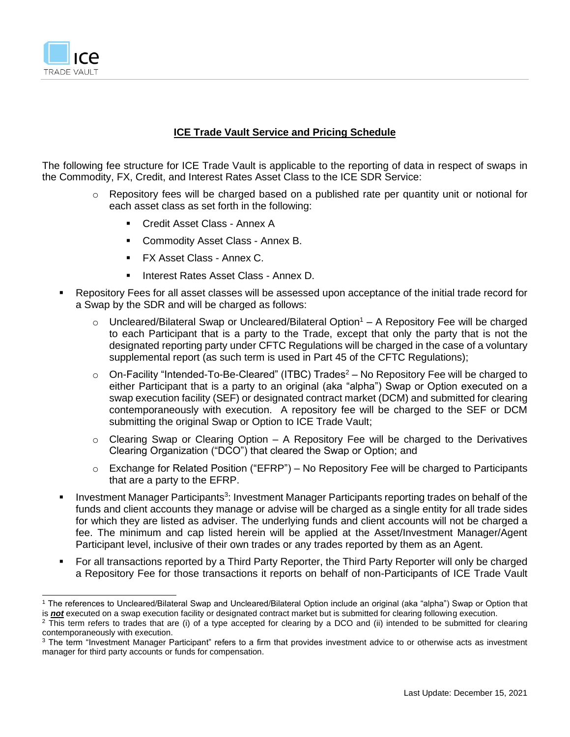## ICE Trade Vault Service and Pricing Schedule

The following fee structure for ICE Trade Vault is applicable to the reporting of data in respect of swaps in the Commodity, FX, Credit, and Interest Rates Asset Class to the ICE SDR Service:

- Repository fees will be charged based on a published rate per quantity unit or notional for each asset class as set forth in the following:
  - Credit Asset Class - Annex A
  - Commodity Asset Class - Annex B.
  - FX Asset Class - Annex C.
  - Interest Rates Asset Class - Annex D.

- Repository Fees for all asset classes will be assessed upon acceptance of the initial trade record for a Swap by the SDR and will be charged as follows:
  - Uncleared/Bilateral Swap or Uncleared/Bilateral Option[1] – A Repository Fee will be charged to each Participant that is a party to the Trade, except that only the party that is not the designated reporting party under CFTC Regulations will be charged in the case of a voluntary supplemental report (as such term is used in Part 45 of the CFTC Regulations);
  - On-Facility "Intended-To-Be-Cleared" (ITBC) Trades[2] – No Repository Fee will be charged to either Participant that is a party to an original (aka "alpha") Swap or Option executed on a swap execution facility (SEF) or designated contract market (DCM) and submitted for clearing contemporaneously with execution. A repository fee will be charged to the SEF or DCM submitting the original Swap or Option to ICE Trade Vault;
  - Clearing Swap or Clearing Option – A Repository Fee will be charged to the Derivatives Clearing Organization ("DCO") that cleared the Swap or Option; and
  - Exchange for Related Position ("EFRP") – No Repository Fee will be charged to Participants that are a party to the EFRP.
- Investment Manager Participants[3]: Investment Manager Participants reporting trades on behalf of the funds and client accounts they manage or advise will be charged as a single entity for all trade sides for which they are listed as adviser. The underlying funds and client accounts will not be charged a fee. The minimum and cap listed herein will be applied at the Asset/Investment Manager/Agent Participant level, inclusive of their own trades or any trades reported by them as an Agent.
- For all transactions reported by a Third Party Reporter, the Third Party Reporter will only be charged a Repository Fee for those transactions it reports on behalf of non-Participants of ICE Trade Vault

---

[1] The references to Uncleared/Bilateral Swap and Uncleared/Bilateral Option include an original (aka "alpha") Swap or Option that is ***not*** executed on a swap execution facility or designated contract market but is submitted for clearing following execution.

[2] This term refers to trades that are (i) of a type accepted for clearing by a DCO and (ii) intended to be submitted for clearing contemporaneously with execution.

[3] The term "Investment Manager Participant" refers to a firm that provides investment advice to or otherwise acts as investment manager for third party accounts or funds for compensation.

Last Update: December 15, 2021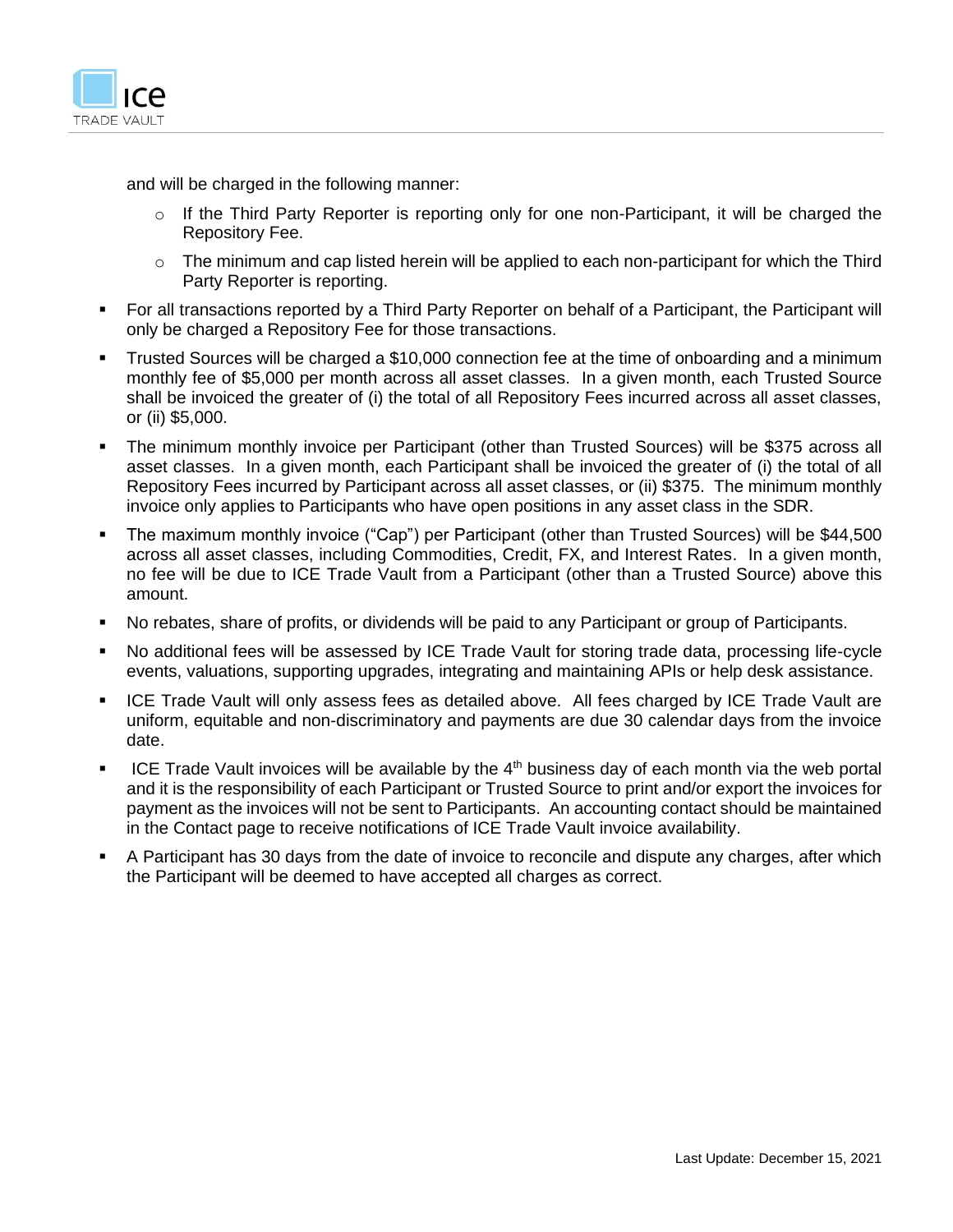and will be charged in the following manner:

    - If the Third Party Reporter is reporting only for one non-Participant, it will be charged the Repository Fee.
    - The minimum and cap listed herein will be applied to each non-participant for which the Third Party Reporter is reporting.

- For all transactions reported by a Third Party Reporter on behalf of a Participant, the Participant will only be charged a Repository Fee for those transactions.
- Trusted Sources will be charged a $10,000 connection fee at the time of onboarding and a minimum monthly fee of $5,000 per month across all asset classes. In a given month, each Trusted Source shall be invoiced the greater of (i) the total of all Repository Fees incurred across all asset classes, or (ii) $5,000.
- The minimum monthly invoice per Participant (other than Trusted Sources) will be $375 across all asset classes. In a given month, each Participant shall be invoiced the greater of (i) the total of all Repository Fees incurred by Participant across all asset classes, or (ii) $375. The minimum monthly invoice only applies to Participants who have open positions in any asset class in the SDR.
- The maximum monthly invoice ("Cap") per Participant (other than Trusted Sources) will be $44,500 across all asset classes, including Commodities, Credit, FX, and Interest Rates. In a given month, no fee will be due to ICE Trade Vault from a Participant (other than a Trusted Source) above this amount.
- No rebates, share of profits, or dividends will be paid to any Participant or group of Participants.
- No additional fees will be assessed by ICE Trade Vault for storing trade data, processing life-cycle events, valuations, supporting upgrades, integrating and maintaining APIs or help desk assistance.
- ICE Trade Vault will only assess fees as detailed above. All fees charged by ICE Trade Vault are uniform, equitable and non-discriminatory and payments are due 30 calendar days from the invoice date.
- ICE Trade Vault invoices will be available by the 4th business day of each month via the web portal and it is the responsibility of each Participant or Trusted Source to print and/or export the invoices for payment as the invoices will not be sent to Participants. An accounting contact should be maintained in the Contact page to receive notifications of ICE Trade Vault invoice availability.
- A Participant has 30 days from the date of invoice to reconcile and dispute any charges, after which the Participant will be deemed to have accepted all charges as correct.

Last Update: December 15, 2021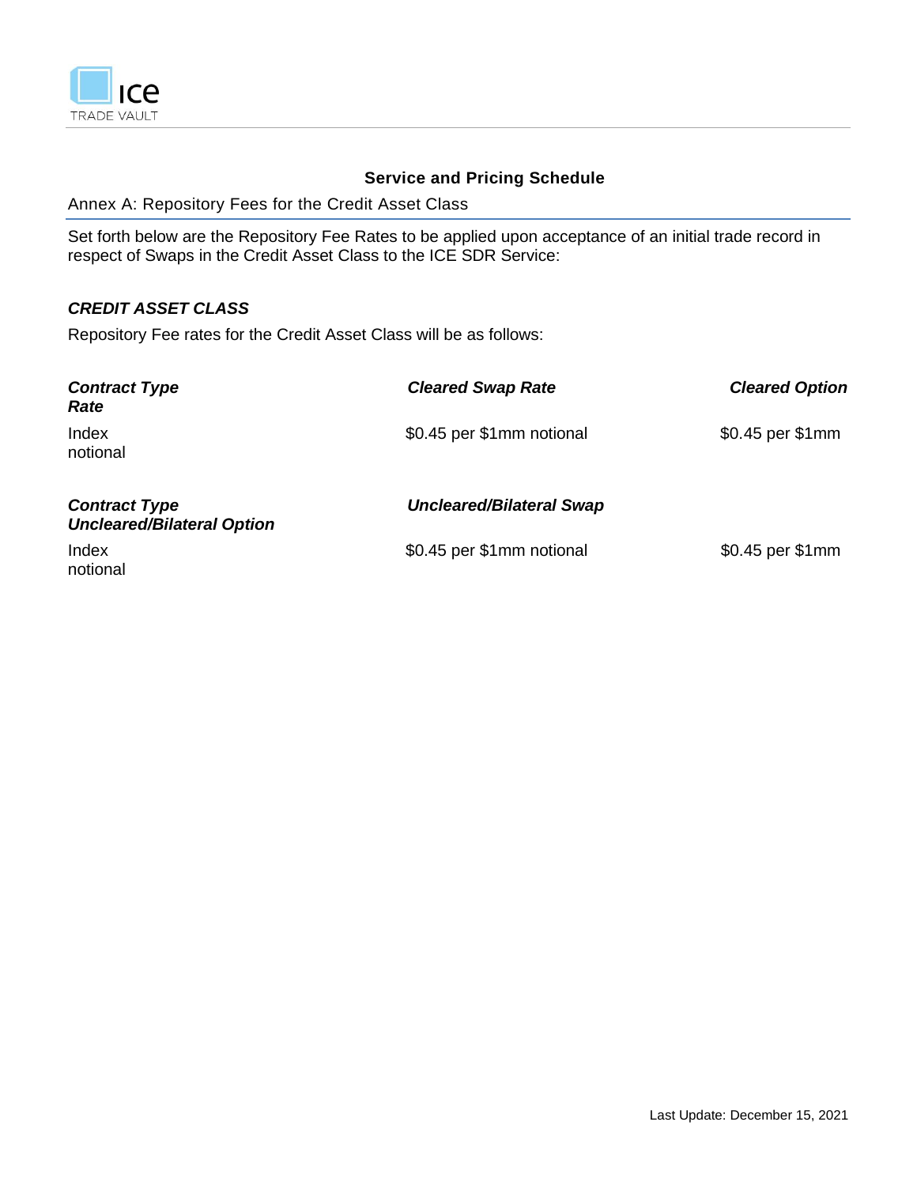## Service and Pricing Schedule

Annex A: Repository Fees for the Credit Asset Class

Set forth below are the Repository Fee Rates to be applied upon acceptance of an initial trade record in respect of Swaps in the Credit Asset Class to the ICE SDR Service:

***CREDIT ASSET CLASS***

Repository Fee rates for the Credit Asset Class will be as follows:

| ***Contract Type*** | ***Cleared Swap Rate*** | ***Cleared Option Rate*** |
|---|---|---|
| Index | $0.45 per $1mm notional | $0.45 per $1mm notional |

| ***Contract Type*** | ***Uncleared/Bilateral Swap*** | ***Uncleared/Bilateral Option*** |
|---|---|---|
| Index | $0.45 per $1mm notional | $0.45 per $1mm notional |

Last Update: December 15, 2021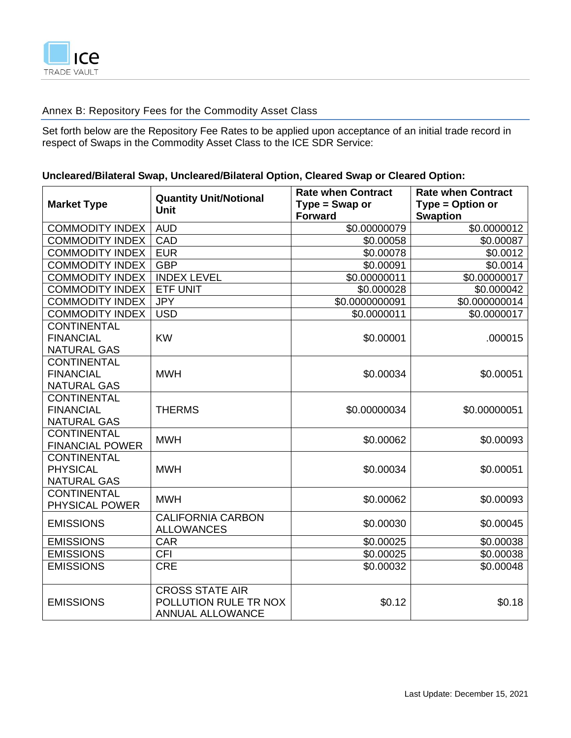## Annex B: Repository Fees for the Commodity Asset Class

Set forth below are the Repository Fee Rates to be applied upon acceptance of an initial trade record in respect of Swaps in the Commodity Asset Class to the ICE SDR Service:

**Uncleared/Bilateral Swap, Uncleared/Bilateral Option, Cleared Swap or Cleared Option:**

| Market Type | Quantity Unit/Notional Unit | Rate when Contract Type = Swap or Forward | Rate when Contract Type = Option or Swaption |
|---|---|---|---|
| COMMODITY INDEX | AUD | $0.00000079 | $0.0000012 |
| COMMODITY INDEX | CAD | $0.00058 | $0.00087 |
| COMMODITY INDEX | EUR | $0.00078 | $0.0012 |
| COMMODITY INDEX | GBP | $0.00091 | $0.0014 |
| COMMODITY INDEX | INDEX LEVEL | $0.00000011 | $0.00000017 |
| COMMODITY INDEX | ETF UNIT | $0.000028 | $0.000042 |
| COMMODITY INDEX | JPY | $0.0000000091 | $0.000000014 |
| COMMODITY INDEX | USD | $0.0000011 | $0.0000017 |
| CONTINENTAL FINANCIAL NATURAL GAS | KW | $0.00001 | .000015 |
| CONTINENTAL FINANCIAL NATURAL GAS | MWH | $0.00034 | $0.00051 |
| CONTINENTAL FINANCIAL NATURAL GAS | THERMS | $0.00000034 | $0.00000051 |
| CONTINENTAL FINANCIAL POWER | MWH | $0.00062 | $0.00093 |
| CONTINENTAL PHYSICAL NATURAL GAS | MWH | $0.00034 | $0.00051 |
| CONTINENTAL PHYSICAL POWER | MWH | $0.00062 | $0.00093 |
| EMISSIONS | CALIFORNIA CARBON ALLOWANCES | $0.00030 | $0.00045 |
| EMISSIONS | CAR | $0.00025 | $0.00038 |
| EMISSIONS | CFI | $0.00025 | $0.00038 |
| EMISSIONS | CRE | $0.00032 | $0.00048 |
| EMISSIONS | CROSS STATE AIR POLLUTION RULE TR NOX ANNUAL ALLOWANCE | $0.12 | $0.18 |

Last Update: December 15, 2021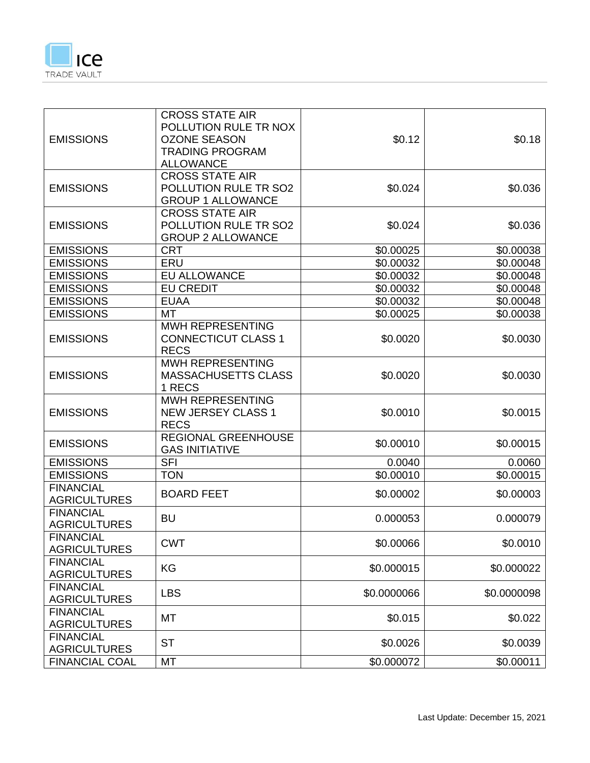| | | | |
|---|---|---|---|
| EMISSIONS | CROSS STATE AIR POLLUTION RULE TR NOX OZONE SEASON TRADING PROGRAM ALLOWANCE | $0.12 | $0.18 |
| EMISSIONS | CROSS STATE AIR POLLUTION RULE TR SO2 GROUP 1 ALLOWANCE | $0.024 | $0.036 |
| EMISSIONS | CROSS STATE AIR POLLUTION RULE TR SO2 GROUP 2 ALLOWANCE | $0.024 | $0.036 |
| EMISSIONS | CRT | $0.00025 | $0.00038 |
| EMISSIONS | ERU | $0.00032 | $0.00048 |
| EMISSIONS | EU ALLOWANCE | $0.00032 | $0.00048 |
| EMISSIONS | EU CREDIT | $0.00032 | $0.00048 |
| EMISSIONS | EUAA | $0.00032 | $0.00048 |
| EMISSIONS | MT | $0.00025 | $0.00038 |
| EMISSIONS | MWH REPRESENTING CONNECTICUT CLASS 1 RECS | $0.0020 | $0.0030 |
| EMISSIONS | MWH REPRESENTING MASSACHUSETTS CLASS 1 RECS | $0.0020 | $0.0030 |
| EMISSIONS | MWH REPRESENTING NEW JERSEY CLASS 1 RECS | $0.0010 | $0.0015 |
| EMISSIONS | REGIONAL GREENHOUSE GAS INITIATIVE | $0.00010 | $0.00015 |
| EMISSIONS | SFI | 0.0040 | 0.0060 |
| EMISSIONS | TON | $0.00010 | $0.00015 |
| FINANCIAL AGRICULTURES | BOARD FEET | $0.00002 | $0.00003 |
| FINANCIAL AGRICULTURES | BU | 0.000053 | 0.000079 |
| FINANCIAL AGRICULTURES | CWT | $0.00066 | $0.0010 |
| FINANCIAL AGRICULTURES | KG | $0.000015 | $0.000022 |
| FINANCIAL AGRICULTURES | LBS | $0.0000066 | $0.0000098 |
| FINANCIAL AGRICULTURES | MT | $0.015 | $0.022 |
| FINANCIAL AGRICULTURES | ST | $0.0026 | $0.0039 |
| FINANCIAL COAL | MT | $0.000072 | $0.00011 |

Last Update: December 15, 2021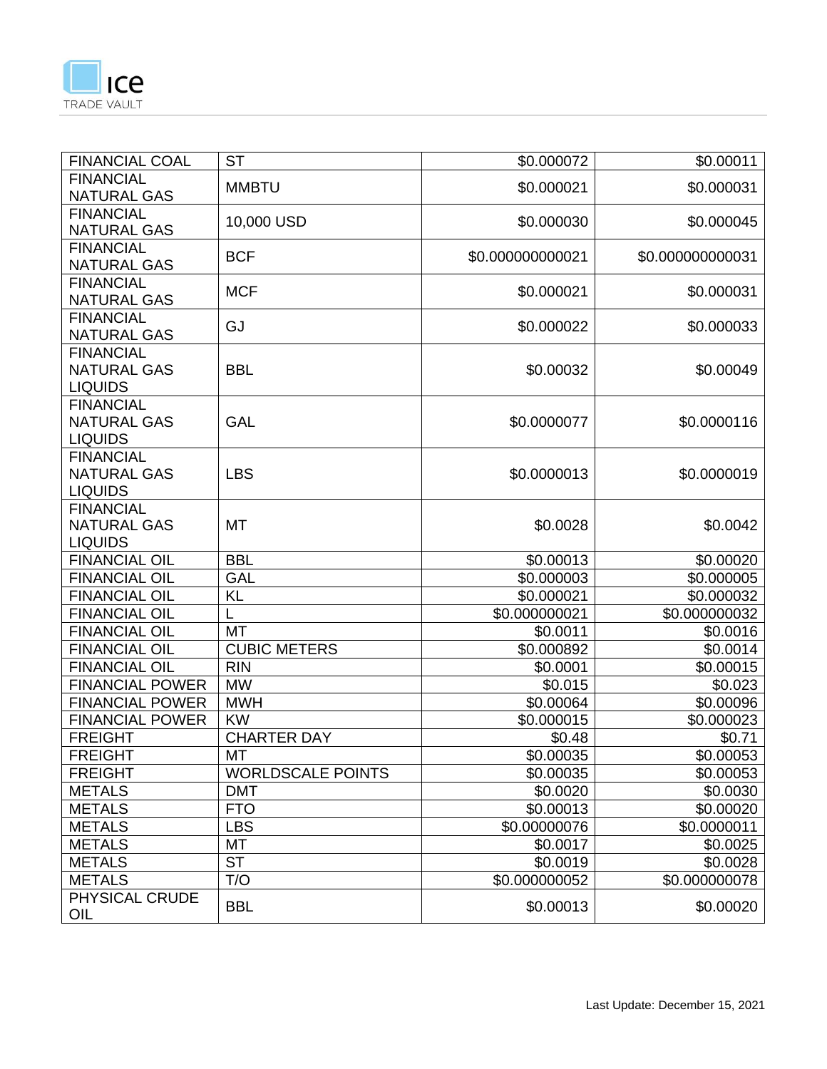| | | | |
|---|---|---|---|
| FINANCIAL COAL | ST | $0.000072 | $0.00011 |
| FINANCIAL NATURAL GAS | MMBTU | $0.000021 | $0.000031 |
| FINANCIAL NATURAL GAS | 10,000 USD | $0.000030 | $0.000045 |
| FINANCIAL NATURAL GAS | BCF | $0.000000000021 | $0.000000000031 |
| FINANCIAL NATURAL GAS | MCF | $0.000021 | $0.000031 |
| FINANCIAL NATURAL GAS | GJ | $0.000022 | $0.000033 |
| FINANCIAL NATURAL GAS LIQUIDS | BBL | $0.00032 | $0.00049 |
| FINANCIAL NATURAL GAS LIQUIDS | GAL | $0.0000077 | $0.0000116 |
| FINANCIAL NATURAL GAS LIQUIDS | LBS | $0.0000013 | $0.0000019 |
| FINANCIAL NATURAL GAS LIQUIDS | MT | $0.0028 | $0.0042 |
| FINANCIAL OIL | BBL | $0.00013 | $0.00020 |
| FINANCIAL OIL | GAL | $0.000003 | $0.000005 |
| FINANCIAL OIL | KL | $0.000021 | $0.000032 |
| FINANCIAL OIL | L | $0.000000021 | $0.000000032 |
| FINANCIAL OIL | MT | $0.0011 | $0.0016 |
| FINANCIAL OIL | CUBIC METERS | $0.000892 | $0.0014 |
| FINANCIAL OIL | RIN | $0.0001 | $0.00015 |
| FINANCIAL POWER | MW | $0.015 | $0.023 |
| FINANCIAL POWER | MWH | $0.00064 | $0.00096 |
| FINANCIAL POWER | KW | $0.000015 | $0.000023 |
| FREIGHT | CHARTER DAY | $0.48 | $0.71 |
| FREIGHT | MT | $0.00035 | $0.00053 |
| FREIGHT | WORLDSCALE POINTS | $0.00035 | $0.00053 |
| METALS | DMT | $0.0020 | $0.0030 |
| METALS | FTO | $0.00013 | $0.00020 |
| METALS | LBS | $0.00000076 | $0.0000011 |
| METALS | MT | $0.0017 | $0.0025 |
| METALS | ST | $0.0019 | $0.0028 |
| METALS | T/O | $0.000000052 | $0.000000078 |
| PHYSICAL CRUDE OIL | BBL | $0.00013 | $0.00020 |

Last Update: December 15, 2021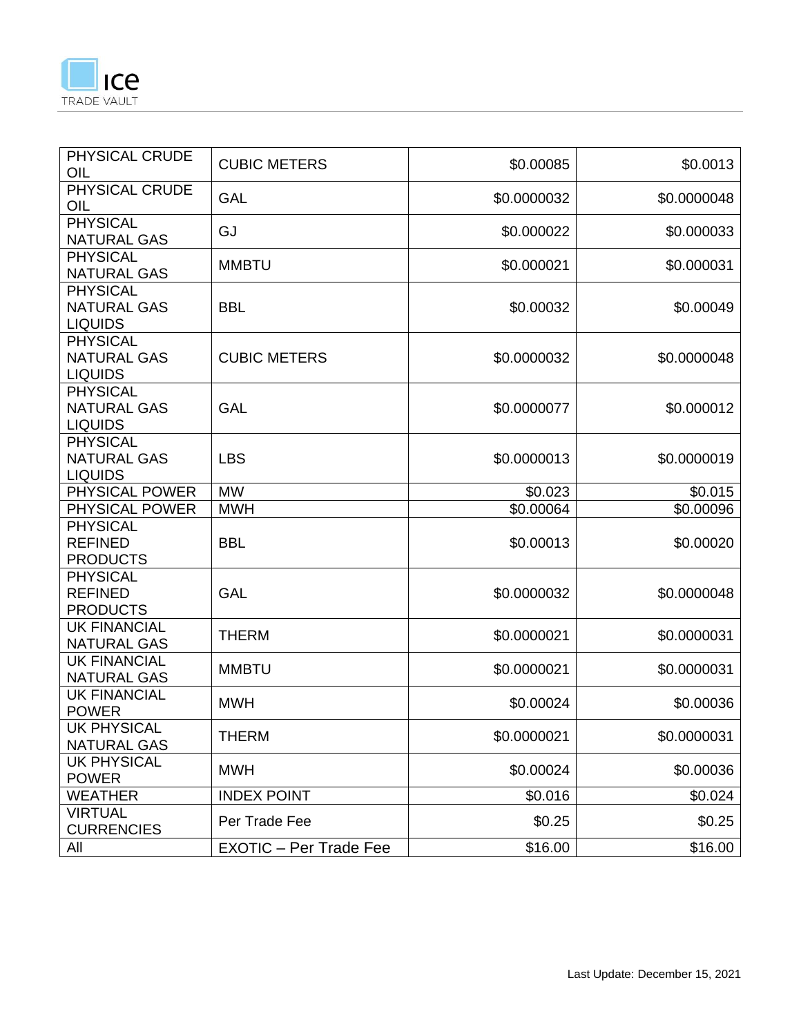| | | | |
|---|---|---|---|
| PHYSICAL CRUDE OIL | CUBIC METERS | $0.00085 | $0.0013 |
| PHYSICAL CRUDE OIL | GAL | $0.0000032 | $0.0000048 |
| PHYSICAL NATURAL GAS | GJ | $0.000022 | $0.000033 |
| PHYSICAL NATURAL GAS | MMBTU | $0.000021 | $0.000031 |
| PHYSICAL NATURAL GAS LIQUIDS | BBL | $0.00032 | $0.00049 |
| PHYSICAL NATURAL GAS LIQUIDS | CUBIC METERS | $0.0000032 | $0.0000048 |
| PHYSICAL NATURAL GAS LIQUIDS | GAL | $0.0000077 | $0.000012 |
| PHYSICAL NATURAL GAS LIQUIDS | LBS | $0.0000013 | $0.0000019 |
| PHYSICAL POWER | MW | $0.023 | $0.015 |
| PHYSICAL POWER | MWH | $0.00064 | $0.00096 |
| PHYSICAL REFINED PRODUCTS | BBL | $0.00013 | $0.00020 |
| PHYSICAL REFINED PRODUCTS | GAL | $0.0000032 | $0.0000048 |
| UK FINANCIAL NATURAL GAS | THERM | $0.0000021 | $0.0000031 |
| UK FINANCIAL NATURAL GAS | MMBTU | $0.0000021 | $0.0000031 |
| UK FINANCIAL POWER | MWH | $0.00024 | $0.00036 |
| UK PHYSICAL NATURAL GAS | THERM | $0.0000021 | $0.0000031 |
| UK PHYSICAL POWER | MWH | $0.00024 | $0.00036 |
| WEATHER | INDEX POINT | $0.016 | $0.024 |
| VIRTUAL CURRENCIES | Per Trade Fee | $0.25 | $0.25 |
| All | EXOTIC – Per Trade Fee | $16.00 | $16.00 |

Last Update: December 15, 2021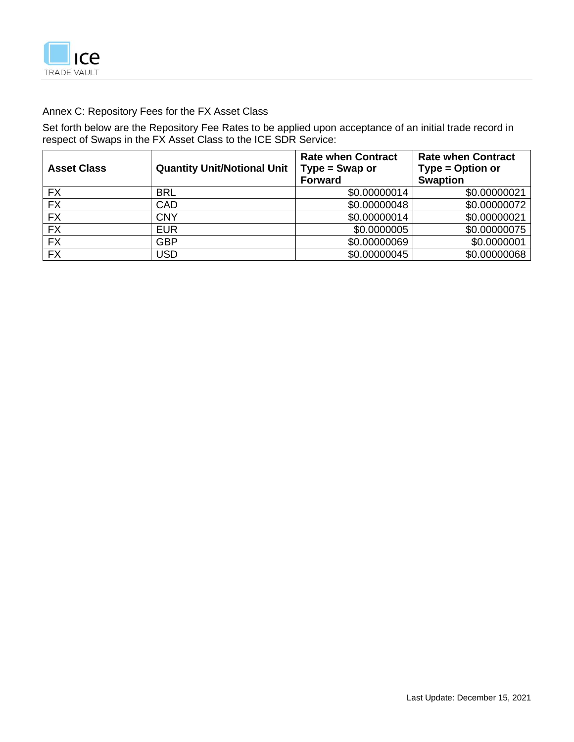Annex C: Repository Fees for the FX Asset Class

Set forth below are the Repository Fee Rates to be applied upon acceptance of an initial trade record in respect of Swaps in the FX Asset Class to the ICE SDR Service:

| **Asset Class** | **Quantity Unit/Notional Unit** | **Rate when Contract Type = Swap or Forward** | **Rate when Contract Type = Option or Swaption** |
|---|---|---|---|
| FX | BRL | $0.00000014 | $0.00000021 |
| FX | CAD | $0.00000048 | $0.00000072 |
| FX | CNY | $0.00000014 | $0.00000021 |
| FX | EUR | $0.0000005 | $0.00000075 |
| FX | GBP | $0.00000069 | $0.0000001 |
| FX | USD | $0.00000045 | $0.00000068 |

Last Update: December 15, 2021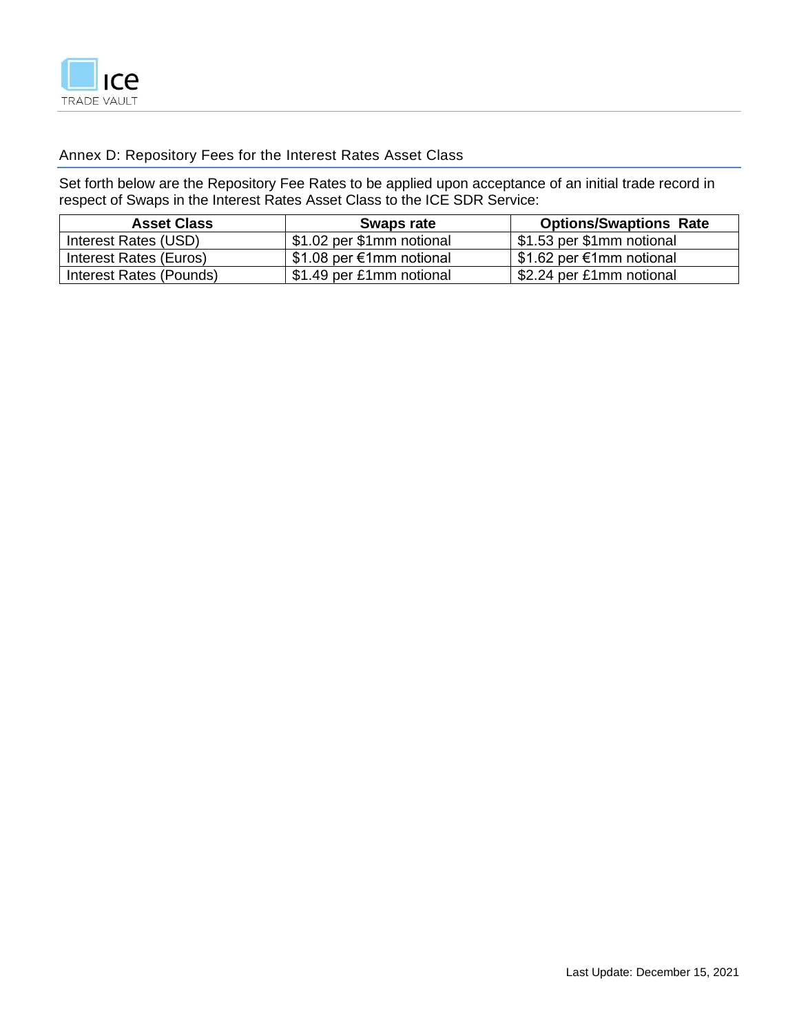## Annex D: Repository Fees for the Interest Rates Asset Class

Set forth below are the Repository Fee Rates to be applied upon acceptance of an initial trade record in respect of Swaps in the Interest Rates Asset Class to the ICE SDR Service:

| Asset Class | Swaps rate | Options/Swaptions Rate |
|---|---|---|
| Interest Rates (USD) | $1.02 per $1mm notional | $1.53 per $1mm notional |
| Interest Rates (Euros) | $1.08 per €1mm notional | $1.62 per €1mm notional |
| Interest Rates (Pounds) | $1.49 per £1mm notional | $2.24 per £1mm notional |

Last Update: December 15, 2021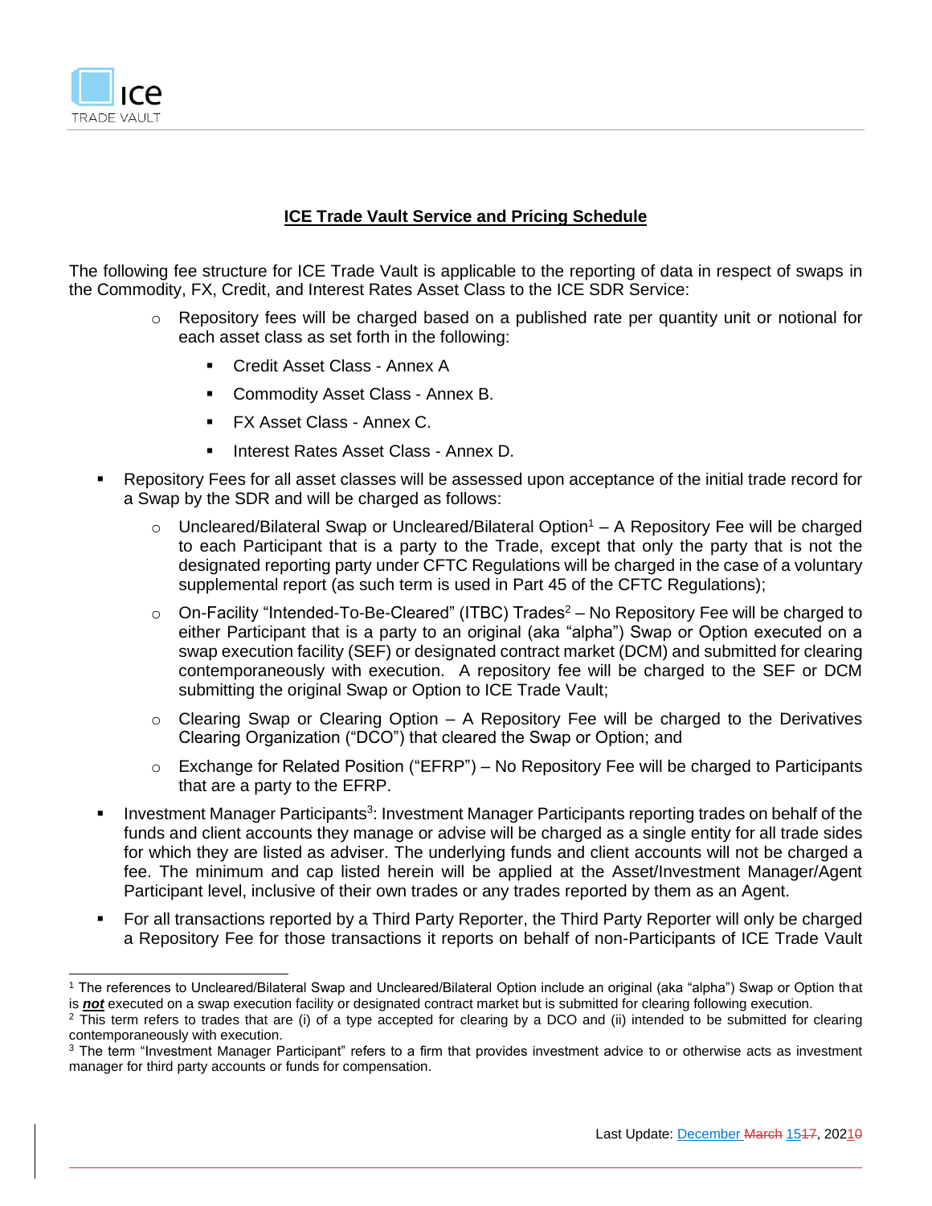## ICE Trade Vault Service and Pricing Schedule

The following fee structure for ICE Trade Vault is applicable to the reporting of data in respect of swaps in the Commodity, FX, Credit, and Interest Rates Asset Class to the ICE SDR Service:

- Repository fees will be charged based on a published rate per quantity unit or notional for each asset class as set forth in the following:
  - Credit Asset Class - Annex A
  - Commodity Asset Class - Annex B.
  - FX Asset Class - Annex C.
  - Interest Rates Asset Class - Annex D.

- Repository Fees for all asset classes will be assessed upon acceptance of the initial trade record for a Swap by the SDR and will be charged as follows:
  - Uncleared/Bilateral Swap or Uncleared/Bilateral Option[1] – A Repository Fee will be charged to each Participant that is a party to the Trade, except that only the party that is not the designated reporting party under CFTC Regulations will be charged in the case of a voluntary supplemental report (as such term is used in Part 45 of the CFTC Regulations);
  - On-Facility "Intended-To-Be-Cleared" (ITBC) Trades[2] – No Repository Fee will be charged to either Participant that is a party to an original (aka "alpha") Swap or Option executed on a swap execution facility (SEF) or designated contract market (DCM) and submitted for clearing contemporaneously with execution. A repository fee will be charged to the SEF or DCM submitting the original Swap or Option to ICE Trade Vault;
  - Clearing Swap or Clearing Option – A Repository Fee will be charged to the Derivatives Clearing Organization ("DCO") that cleared the Swap or Option; and
  - Exchange for Related Position ("EFRP") – No Repository Fee will be charged to Participants that are a party to the EFRP.

- Investment Manager Participants[3]: Investment Manager Participants reporting trades on behalf of the funds and client accounts they manage or advise will be charged as a single entity for all trade sides for which they are listed as adviser. The underlying funds and client accounts will not be charged a fee. The minimum and cap listed herein will be applied at the Asset/Investment Manager/Agent Participant level, inclusive of their own trades or any trades reported by them as an Agent.

- For all transactions reported by a Third Party Reporter, the Third Party Reporter will only be charged a Repository Fee for those transactions it reports on behalf of non-Participants of ICE Trade Vault

---

[1] The references to Uncleared/Bilateral Swap and Uncleared/Bilateral Option include an original (aka "alpha") Swap or Option that is ***not*** executed on a swap execution facility or designated contract market but is submitted for clearing following execution.

[2] This term refers to trades that are (i) of a type accepted for clearing by a DCO and (ii) intended to be submitted for clearing contemporaneously with execution.

[3] The term "Investment Manager Participant" refers to a firm that provides investment advice to or otherwise acts as investment manager for third party accounts or funds for compensation.

Last Update: December ~~March~~ 15~~17~~, 2021~~0~~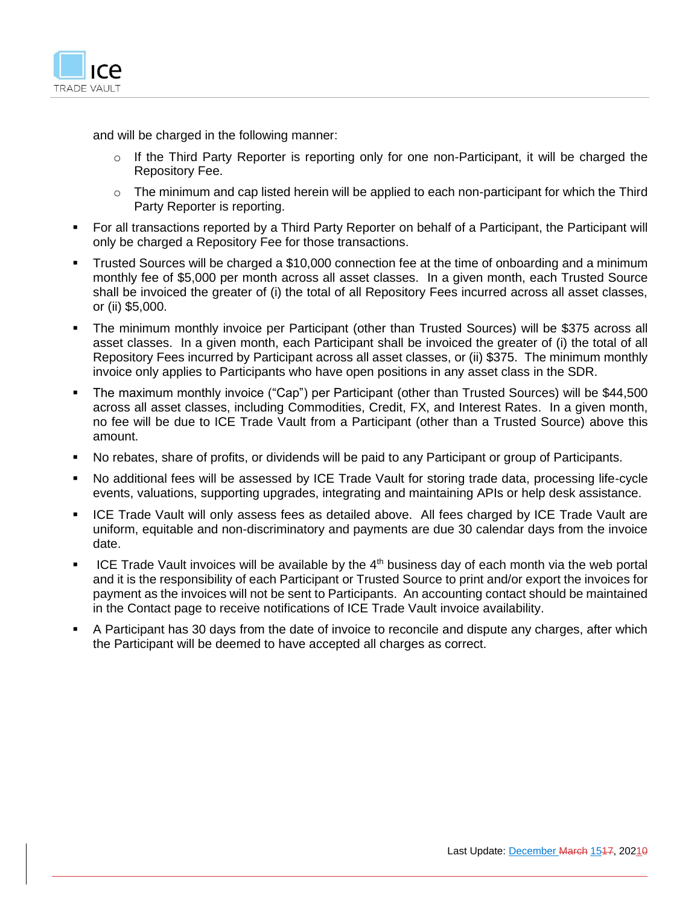and will be charged in the following manner:

   - If the Third Party Reporter is reporting only for one non-Participant, it will be charged the Repository Fee.
   - The minimum and cap listed herein will be applied to each non-participant for which the Third Party Reporter is reporting.

- For all transactions reported by a Third Party Reporter on behalf of a Participant, the Participant will only be charged a Repository Fee for those transactions.
- Trusted Sources will be charged a $10,000 connection fee at the time of onboarding and a minimum monthly fee of $5,000 per month across all asset classes. In a given month, each Trusted Source shall be invoiced the greater of (i) the total of all Repository Fees incurred across all asset classes, or (ii) $5,000.
- The minimum monthly invoice per Participant (other than Trusted Sources) will be $375 across all asset classes. In a given month, each Participant shall be invoiced the greater of (i) the total of all Repository Fees incurred by Participant across all asset classes, or (ii) $375. The minimum monthly invoice only applies to Participants who have open positions in any asset class in the SDR.
- The maximum monthly invoice ("Cap") per Participant (other than Trusted Sources) will be $44,500 across all asset classes, including Commodities, Credit, FX, and Interest Rates. In a given month, no fee will be due to ICE Trade Vault from a Participant (other than a Trusted Source) above this amount.
- No rebates, share of profits, or dividends will be paid to any Participant or group of Participants.
- No additional fees will be assessed by ICE Trade Vault for storing trade data, processing life-cycle events, valuations, supporting upgrades, integrating and maintaining APIs or help desk assistance.
- ICE Trade Vault will only assess fees as detailed above. All fees charged by ICE Trade Vault are uniform, equitable and non-discriminatory and payments are due 30 calendar days from the invoice date.
- ICE Trade Vault invoices will be available by the 4th business day of each month via the web portal and it is the responsibility of each Participant or Trusted Source to print and/or export the invoices for payment as the invoices will not be sent to Participants. An accounting contact should be maintained in the Contact page to receive notifications of ICE Trade Vault invoice availability.
- A Participant has 30 days from the date of invoice to reconcile and dispute any charges, after which the Participant will be deemed to have accepted all charges as correct.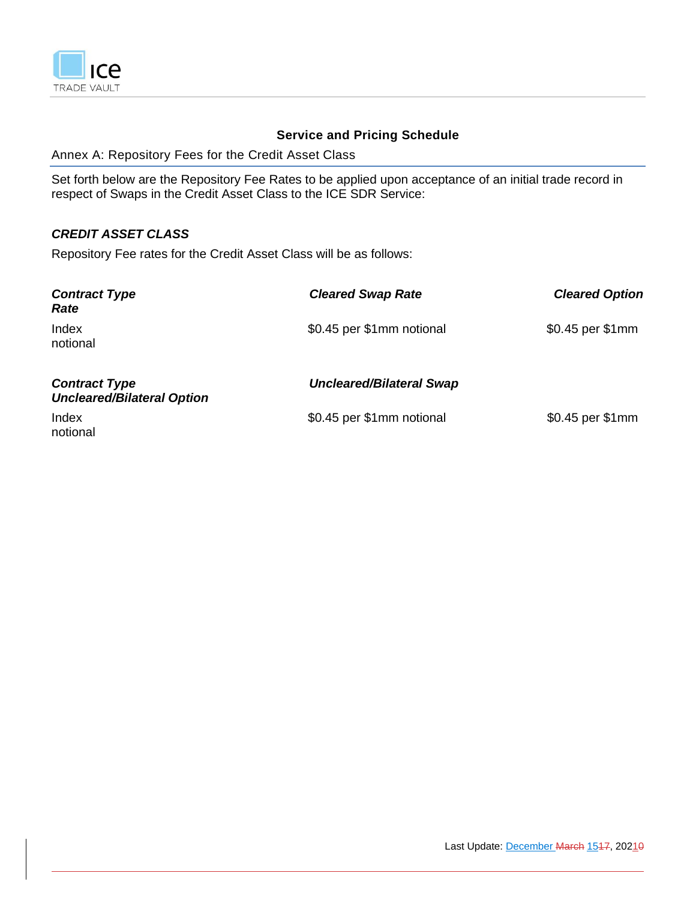## Service and Pricing Schedule

### Annex A: Repository Fees for the Credit Asset Class

Set forth below are the Repository Fee Rates to be applied upon acceptance of an initial trade record in respect of Swaps in the Credit Asset Class to the ICE SDR Service:

***CREDIT ASSET CLASS***

Repository Fee rates for the Credit Asset Class will be as follows:

| ***Contract Type*** | ***Cleared Swap Rate*** | ***Cleared Option Rate*** |
|---|---|---|
| Index | $0.45 per $1mm notional | $0.45 per $1mm notional |

| ***Contract Type*** | ***Uncleared/Bilateral Swap*** | ***Uncleared/Bilateral Option*** |
|---|---|---|
| Index | $0.45 per $1mm notional | $0.45 per $1mm notional |

Last Update: December ~~March~~ 15~~17~~, 2021~~0~~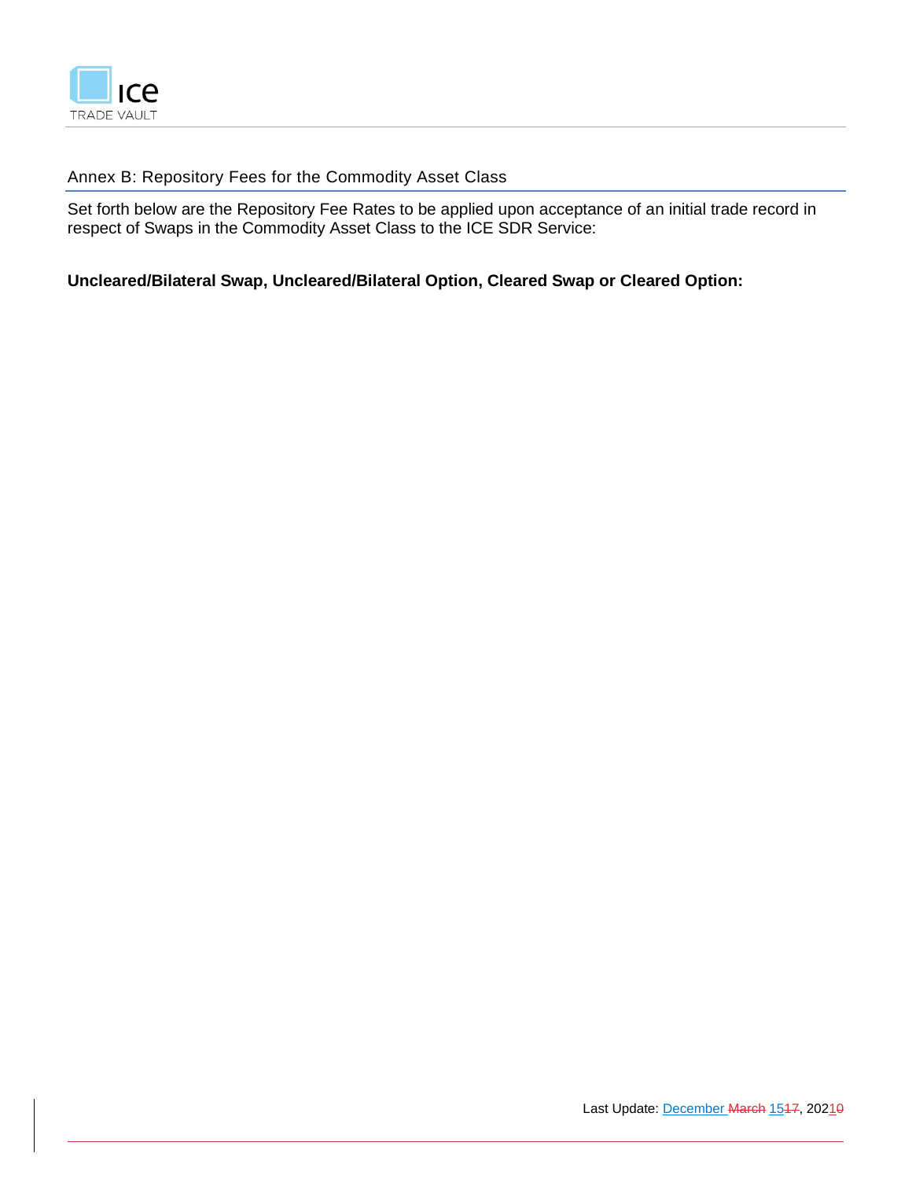## Annex B: Repository Fees for the Commodity Asset Class

Set forth below are the Repository Fee Rates to be applied upon acceptance of an initial trade record in respect of Swaps in the Commodity Asset Class to the ICE SDR Service:

**Uncleared/Bilateral Swap, Uncleared/Bilateral Option, Cleared Swap or Cleared Option:**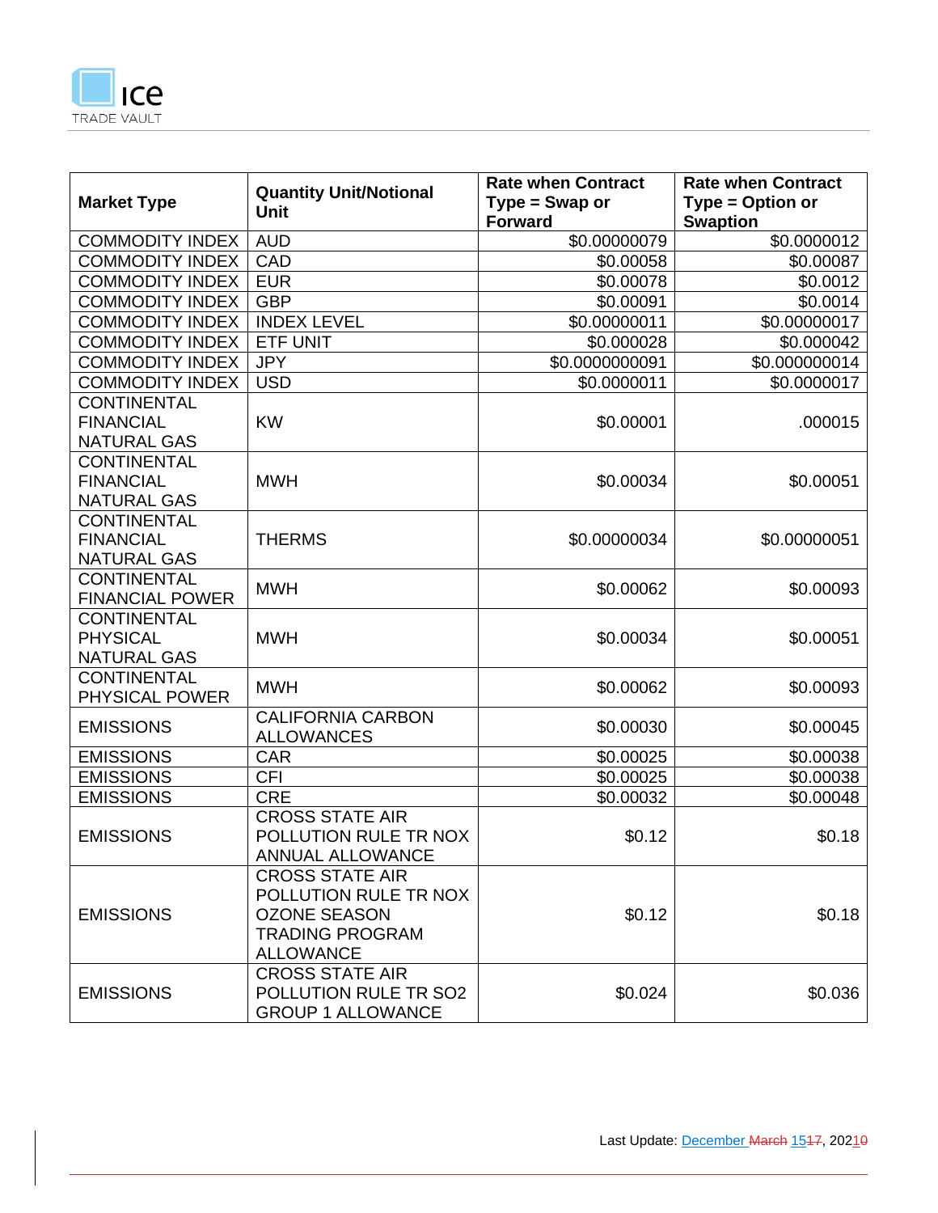| Market Type | Quantity Unit/Notional Unit | Rate when Contract Type = Swap or Forward | Rate when Contract Type = Option or Swaption |
|---|---|---|---|
| COMMODITY INDEX | AUD | $0.00000079 | $0.0000012 |
| COMMODITY INDEX | CAD | $0.00058 | $0.00087 |
| COMMODITY INDEX | EUR | $0.00078 | $0.0012 |
| COMMODITY INDEX | GBP | $0.00091 | $0.0014 |
| COMMODITY INDEX | INDEX LEVEL | $0.00000011 | $0.00000017 |
| COMMODITY INDEX | ETF UNIT | $0.000028 | $0.000042 |
| COMMODITY INDEX | JPY | $0.0000000091 | $0.000000014 |
| COMMODITY INDEX | USD | $0.0000011 | $0.0000017 |
| CONTINENTAL FINANCIAL NATURAL GAS | KW | $0.00001 | .000015 |
| CONTINENTAL FINANCIAL NATURAL GAS | MWH | $0.00034 | $0.00051 |
| CONTINENTAL FINANCIAL NATURAL GAS | THERMS | $0.00000034 | $0.00000051 |
| CONTINENTAL FINANCIAL POWER | MWH | $0.00062 | $0.00093 |
| CONTINENTAL PHYSICAL NATURAL GAS | MWH | $0.00034 | $0.00051 |
| CONTINENTAL PHYSICAL POWER | MWH | $0.00062 | $0.00093 |
| EMISSIONS | CALIFORNIA CARBON ALLOWANCES | $0.00030 | $0.00045 |
| EMISSIONS | CAR | $0.00025 | $0.00038 |
| EMISSIONS | CFI | $0.00025 | $0.00038 |
| EMISSIONS | CRE | $0.00032 | $0.00048 |
| EMISSIONS | CROSS STATE AIR POLLUTION RULE TR NOX ANNUAL ALLOWANCE | $0.12 | $0.18 |
| EMISSIONS | CROSS STATE AIR POLLUTION RULE TR NOX OZONE SEASON TRADING PROGRAM ALLOWANCE | $0.12 | $0.18 |
| EMISSIONS | CROSS STATE AIR POLLUTION RULE TR SO2 GROUP 1 ALLOWANCE | $0.024 | $0.036 |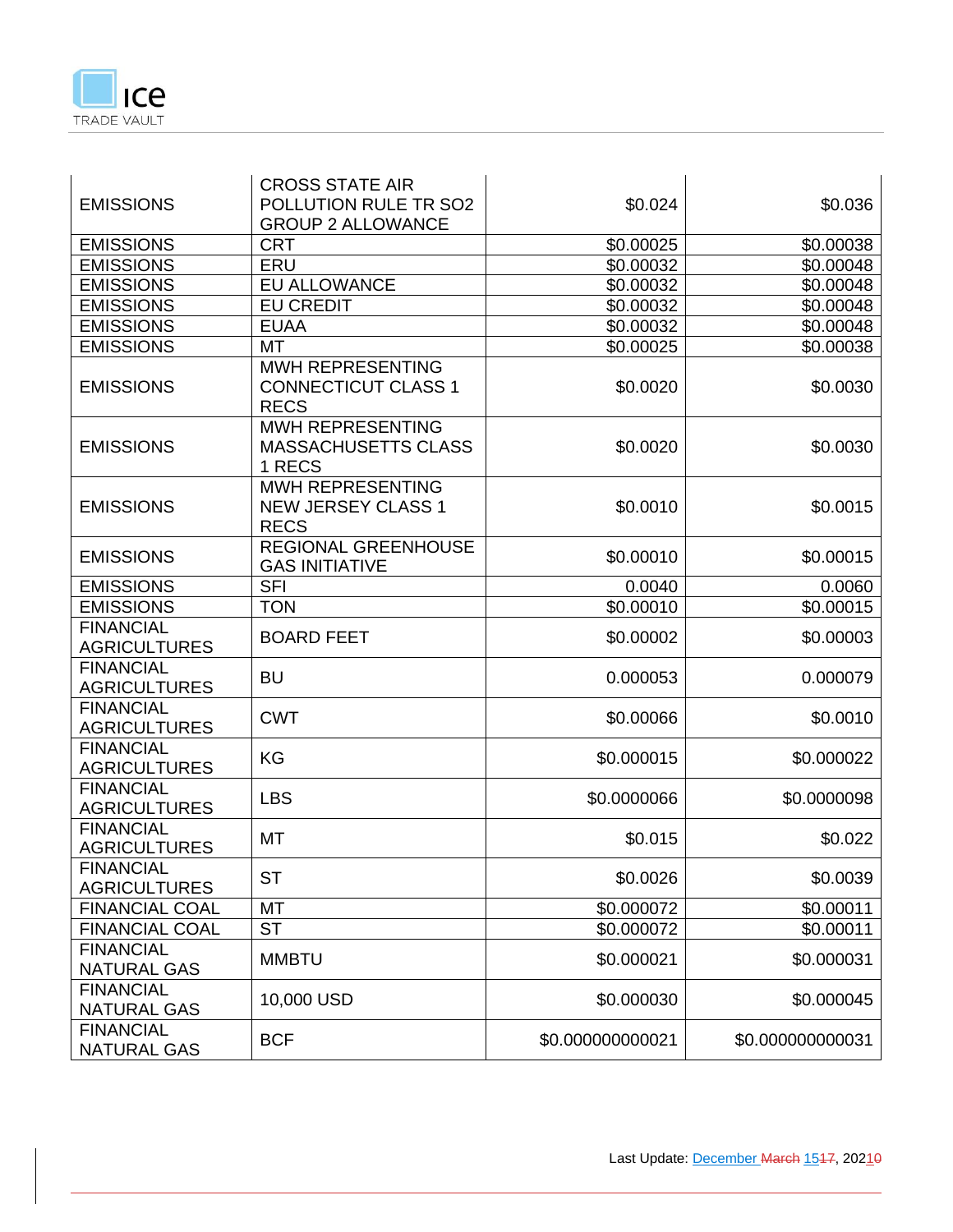| EMISSIONS | CROSS STATE AIR POLLUTION RULE TR SO2 GROUP 2 ALLOWANCE | $0.024 | $0.036 |
|---|---|---|---|
| EMISSIONS | CRT | $0.00025 | $0.00038 |
| EMISSIONS | ERU | $0.00032 | $0.00048 |
| EMISSIONS | EU ALLOWANCE | $0.00032 | $0.00048 |
| EMISSIONS | EU CREDIT | $0.00032 | $0.00048 |
| EMISSIONS | EUAA | $0.00032 | $0.00048 |
| EMISSIONS | MT | $0.00025 | $0.00038 |
| EMISSIONS | MWH REPRESENTING CONNECTICUT CLASS 1 RECS | $0.0020 | $0.0030 |
| EMISSIONS | MWH REPRESENTING MASSACHUSETTS CLASS 1 RECS | $0.0020 | $0.0030 |
| EMISSIONS | MWH REPRESENTING NEW JERSEY CLASS 1 RECS | $0.0010 | $0.0015 |
| EMISSIONS | REGIONAL GREENHOUSE GAS INITIATIVE | $0.00010 | $0.00015 |
| EMISSIONS | SFI | 0.0040 | 0.0060 |
| EMISSIONS | TON | $0.00010 | $0.00015 |
| FINANCIAL AGRICULTURES | BOARD FEET | $0.00002 | $0.00003 |
| FINANCIAL AGRICULTURES | BU | 0.000053 | 0.000079 |
| FINANCIAL AGRICULTURES | CWT | $0.00066 | $0.0010 |
| FINANCIAL AGRICULTURES | KG | $0.000015 | $0.000022 |
| FINANCIAL AGRICULTURES | LBS | $0.0000066 | $0.0000098 |
| FINANCIAL AGRICULTURES | MT | $0.015 | $0.022 |
| FINANCIAL AGRICULTURES | ST | $0.0026 | $0.0039 |
| FINANCIAL COAL | MT | $0.000072 | $0.00011 |
| FINANCIAL COAL | ST | $0.000072 | $0.00011 |
| FINANCIAL NATURAL GAS | MMBTU | $0.000021 | $0.000031 |
| FINANCIAL NATURAL GAS | 10,000 USD | $0.000030 | $0.000045 |
| FINANCIAL NATURAL GAS | BCF | $0.000000000021 | $0.000000000031 |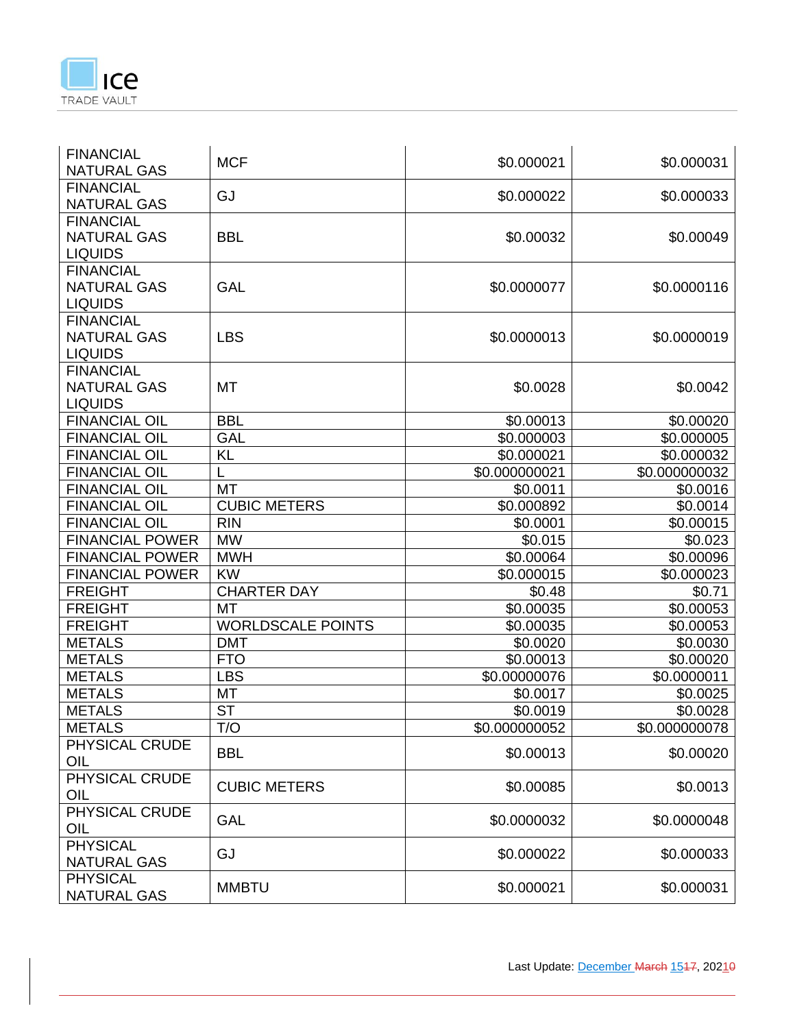| FINANCIAL NATURAL GAS | MCF | $0.000021 | $0.000031 |
|---|---|---|---|
| FINANCIAL NATURAL GAS | GJ | $0.000022 | $0.000033 |
| FINANCIAL NATURAL GAS LIQUIDS | BBL | $0.00032 | $0.00049 |
| FINANCIAL NATURAL GAS LIQUIDS | GAL | $0.0000077 | $0.0000116 |
| FINANCIAL NATURAL GAS LIQUIDS | LBS | $0.0000013 | $0.0000019 |
| FINANCIAL NATURAL GAS LIQUIDS | MT | $0.0028 | $0.0042 |
| FINANCIAL OIL | BBL | $0.00013 | $0.00020 |
| FINANCIAL OIL | GAL | $0.000003 | $0.000005 |
| FINANCIAL OIL | KL | $0.000021 | $0.000032 |
| FINANCIAL OIL | L | $0.000000021 | $0.000000032 |
| FINANCIAL OIL | MT | $0.0011 | $0.0016 |
| FINANCIAL OIL | CUBIC METERS | $0.000892 | $0.0014 |
| FINANCIAL OIL | RIN | $0.0001 | $0.00015 |
| FINANCIAL POWER | MW | $0.015 | $0.023 |
| FINANCIAL POWER | MWH | $0.00064 | $0.00096 |
| FINANCIAL POWER | KW | $0.000015 | $0.000023 |
| FREIGHT | CHARTER DAY | $0.48 | $0.71 |
| FREIGHT | MT | $0.00035 | $0.00053 |
| FREIGHT | WORLDSCALE POINTS | $0.00035 | $0.00053 |
| METALS | DMT | $0.0020 | $0.0030 |
| METALS | FTO | $0.00013 | $0.00020 |
| METALS | LBS | $0.00000076 | $0.0000011 |
| METALS | MT | $0.0017 | $0.0025 |
| METALS | ST | $0.0019 | $0.0028 |
| METALS | T/O | $0.000000052 | $0.000000078 |
| PHYSICAL CRUDE OIL | BBL | $0.00013 | $0.00020 |
| PHYSICAL CRUDE OIL | CUBIC METERS | $0.00085 | $0.0013 |
| PHYSICAL CRUDE OIL | GAL | $0.0000032 | $0.0000048 |
| PHYSICAL NATURAL GAS | GJ | $0.000022 | $0.000033 |
| PHYSICAL NATURAL GAS | MMBTU | $0.000021 | $0.000031 |

Last Update: December March 1517, 20210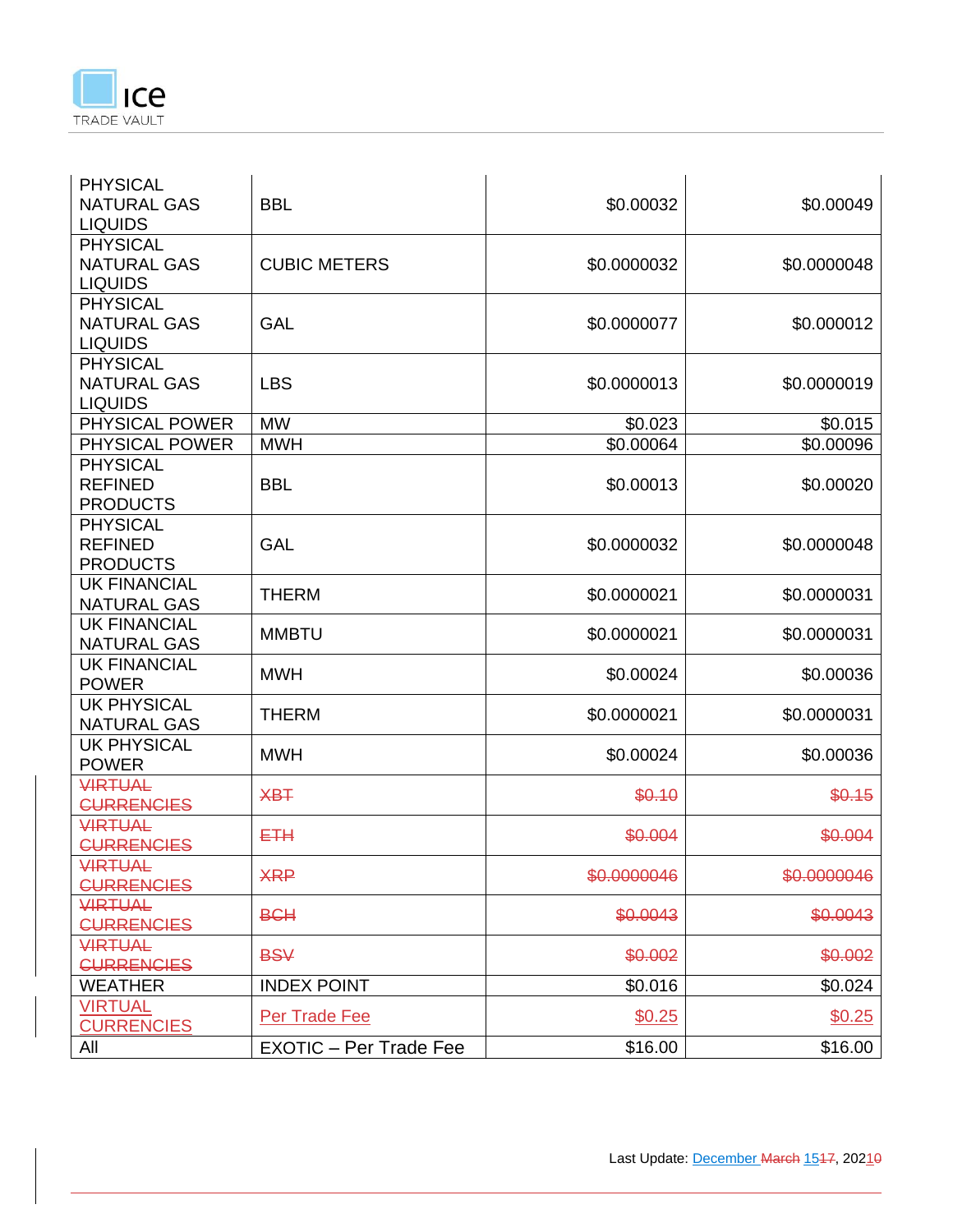| | | | |
|---|---|---|---|
| PHYSICAL NATURAL GAS LIQUIDS | BBL | $0.00032 | $0.00049 |
| PHYSICAL NATURAL GAS LIQUIDS | CUBIC METERS | $0.0000032 | $0.0000048 |
| PHYSICAL NATURAL GAS LIQUIDS | GAL | $0.0000077 | $0.000012 |
| PHYSICAL NATURAL GAS LIQUIDS | LBS | $0.0000013 | $0.0000019 |
| PHYSICAL POWER | MW | $0.023 | $0.015 |
| PHYSICAL POWER | MWH | $0.00064 | $0.00096 |
| PHYSICAL REFINED PRODUCTS | BBL | $0.00013 | $0.00020 |
| PHYSICAL REFINED PRODUCTS | GAL | $0.0000032 | $0.0000048 |
| UK FINANCIAL NATURAL GAS | THERM | $0.0000021 | $0.0000031 |
| UK FINANCIAL NATURAL GAS | MMBTU | $0.0000021 | $0.0000031 |
| UK FINANCIAL POWER | MWH | $0.00024 | $0.00036 |
| UK PHYSICAL NATURAL GAS | THERM | $0.0000021 | $0.0000031 |
| UK PHYSICAL POWER | MWH | $0.00024 | $0.00036 |
| ~~VIRTUAL CURRENCIES~~ | ~~XBT~~ | ~~$0.10~~ | ~~$0.15~~ |
| ~~VIRTUAL CURRENCIES~~ | ~~ETH~~ | ~~$0.004~~ | ~~$0.004~~ |
| ~~VIRTUAL CURRENCIES~~ | ~~XRP~~ | ~~$0.0000046~~ | ~~$0.0000046~~ |
| ~~VIRTUAL CURRENCIES~~ | ~~BCH~~ | ~~$0.0043~~ | ~~$0.0043~~ |
| ~~VIRTUAL CURRENCIES~~ | ~~BSV~~ | ~~$0.002~~ | ~~$0.002~~ |
| WEATHER | INDEX POINT | $0.016 | $0.024 |
| VIRTUAL CURRENCIES | Per Trade Fee | $0.25 | $0.25 |
| All | EXOTIC – Per Trade Fee | $16.00 | $16.00 |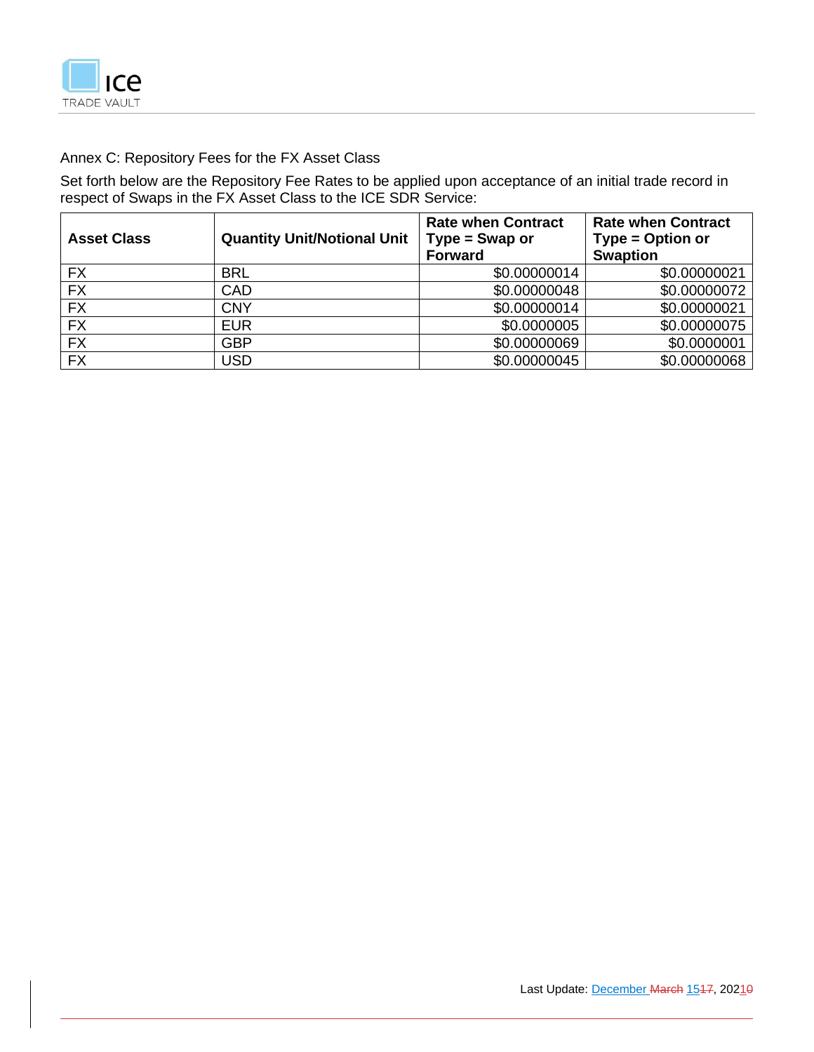Annex C: Repository Fees for the FX Asset Class

Set forth below are the Repository Fee Rates to be applied upon acceptance of an initial trade record in respect of Swaps in the FX Asset Class to the ICE SDR Service:

| **Asset Class** | **Quantity Unit/Notional Unit** | **Rate when Contract Type = Swap or Forward** | **Rate when Contract Type = Option or Swaption** |
|---|---|---|---|
| FX | BRL | $0.00000014 | $0.00000021 |
| FX | CAD | $0.00000048 | $0.00000072 |
| FX | CNY | $0.00000014 | $0.00000021 |
| FX | EUR | $0.0000005 | $0.00000075 |
| FX | GBP | $0.00000069 | $0.0000001 |
| FX | USD | $0.00000045 | $0.00000068 |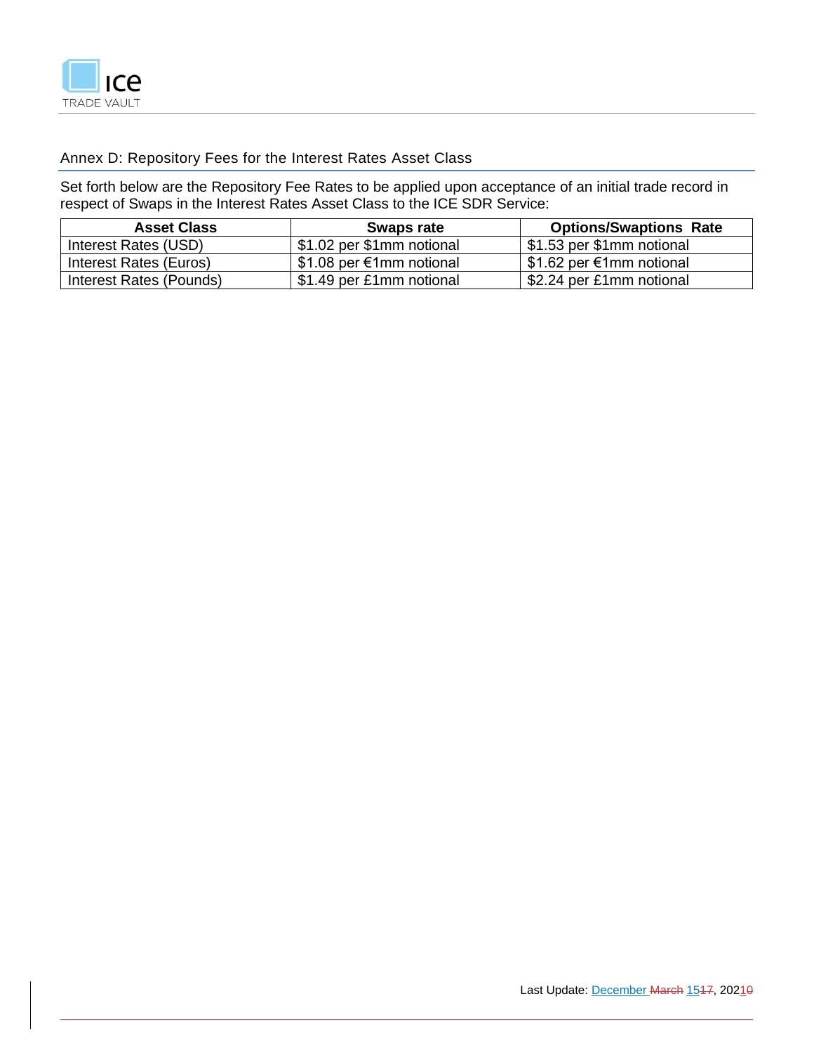## Annex D: Repository Fees for the Interest Rates Asset Class

Set forth below are the Repository Fee Rates to be applied upon acceptance of an initial trade record in respect of Swaps in the Interest Rates Asset Class to the ICE SDR Service:

| Asset Class | Swaps rate | Options/Swaptions Rate |
|---|---|---|
| Interest Rates (USD) | $1.02 per $1mm notional | $1.53 per $1mm notional |
| Interest Rates (Euros) | $1.08 per €1mm notional | $1.62 per €1mm notional |
| Interest Rates (Pounds) | $1.49 per £1mm notional | $2.24 per £1mm notional |

Last Update: December ~~March~~ 15~~17~~, 2021~~0~~